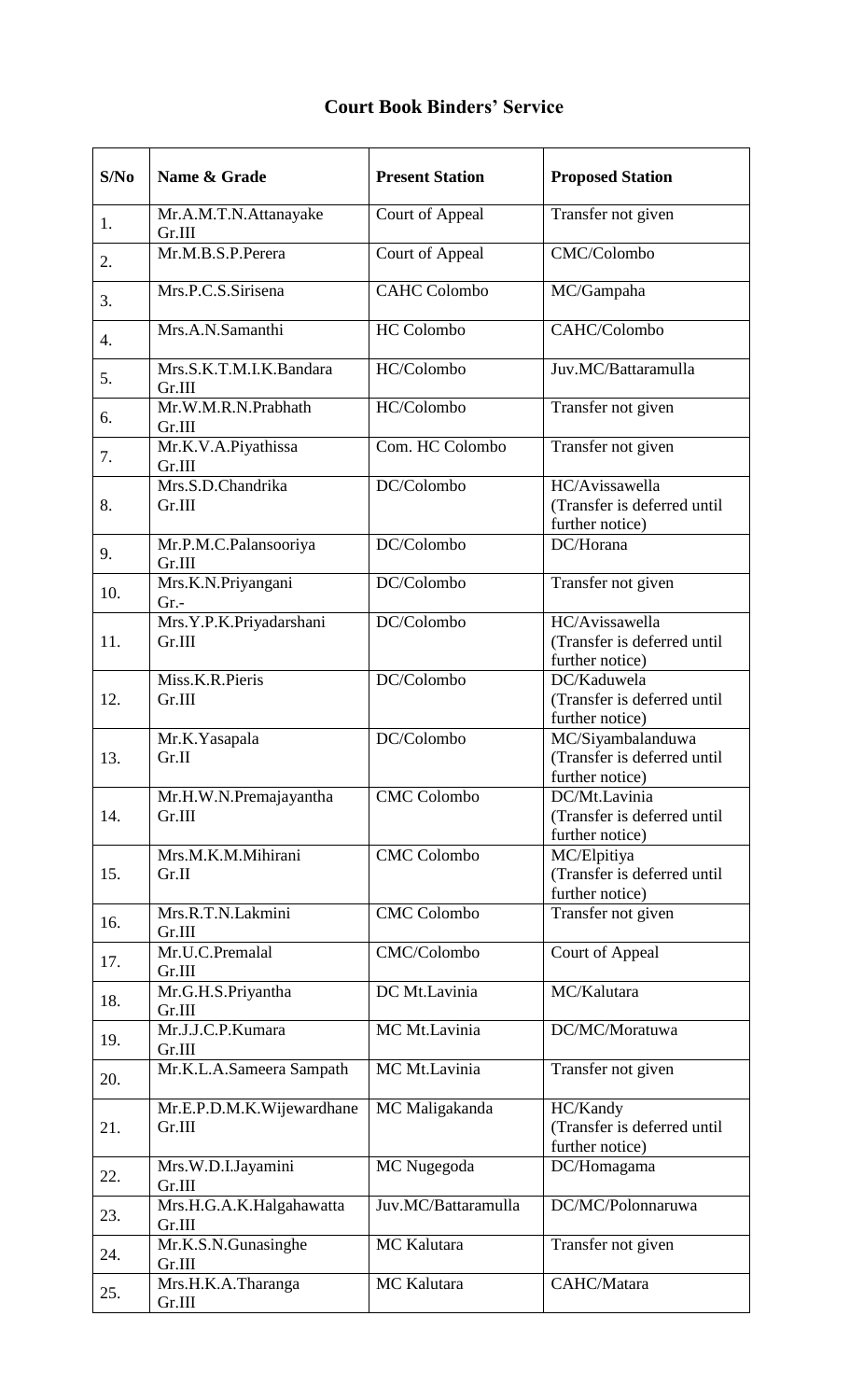## Court Book Binders' Service

| S/No | Name & Grade | Present Station | Proposed Station |
|---|---|---|---|
| 1. | Mr.A.M.T.N.Attanayake Gr.III | Court of Appeal | Transfer not given |
| 2. | Mr.M.B.S.P.Perera | Court of Appeal | CMC/Colombo |
| 3. | Mrs.P.C.S.Sirisena | CAHC Colombo | MC/Gampaha |
| 4. | Mrs.A.N.Samanthi | HC Colombo | CAHC/Colombo |
| 5. | Mrs.S.K.T.M.I.K.Bandara Gr.III | HC/Colombo | Juv.MC/Battaramulla |
| 6. | Mr.W.M.R.N.Prabhath Gr.III | HC/Colombo | Transfer not given |
| 7. | Mr.K.V.A.Piyathissa Gr.III | Com. HC Colombo | Transfer not given |
| 8. | Mrs.S.D.Chandrika Gr.III | DC/Colombo | HC/Avissawella (Transfer is deferred until further notice) |
| 9. | Mr.P.M.C.Palansooriya Gr.III | DC/Colombo | DC/Horana |
| 10. | Mrs.K.N.Priyangani Gr.- | DC/Colombo | Transfer not given |
| 11. | Mrs.Y.P.K.Priyadarshani Gr.III | DC/Colombo | HC/Avissawella (Transfer is deferred until further notice) |
| 12. | Miss.K.R.Pieris Gr.III | DC/Colombo | DC/Kaduwela (Transfer is deferred until further notice) |
| 13. | Mr.K.Yasapala Gr.II | DC/Colombo | MC/Siyambalanduwa (Transfer is deferred until further notice) |
| 14. | Mr.H.W.N.Premajayantha Gr.III | CMC Colombo | DC/Mt.Lavinia (Transfer is deferred until further notice) |
| 15. | Mrs.M.K.M.Mihirani Gr.II | CMC Colombo | MC/Elpitiya (Transfer is deferred until further notice) |
| 16. | Mrs.R.T.N.Lakmini Gr.III | CMC Colombo | Transfer not given |
| 17. | Mr.U.C.Premalal Gr.III | CMC/Colombo | Court of Appeal |
| 18. | Mr.G.H.S.Priyantha Gr.III | DC Mt.Lavinia | MC/Kalutara |
| 19. | Mr.J.J.C.P.Kumara Gr.III | MC Mt.Lavinia | DC/MC/Moratuwa |
| 20. | Mr.K.L.A.Sameera Sampath | MC Mt.Lavinia | Transfer not given |
| 21. | Mr.E.P.D.M.K.Wijewardhane Gr.III | MC Maligakanda | HC/Kandy (Transfer is deferred until further notice) |
| 22. | Mrs.W.D.I.Jayamini Gr.III | MC Nugegoda | DC/Homagama |
| 23. | Mrs.H.G.A.K.Halgahawatta Gr.III | Juv.MC/Battaramulla | DC/MC/Polonnaruwa |
| 24. | Mr.K.S.N.Gunasinghe Gr.III | MC Kalutara | Transfer not given |
| 25. | Mrs.H.K.A.Tharanga Gr.III | MC Kalutara | CAHC/Matara |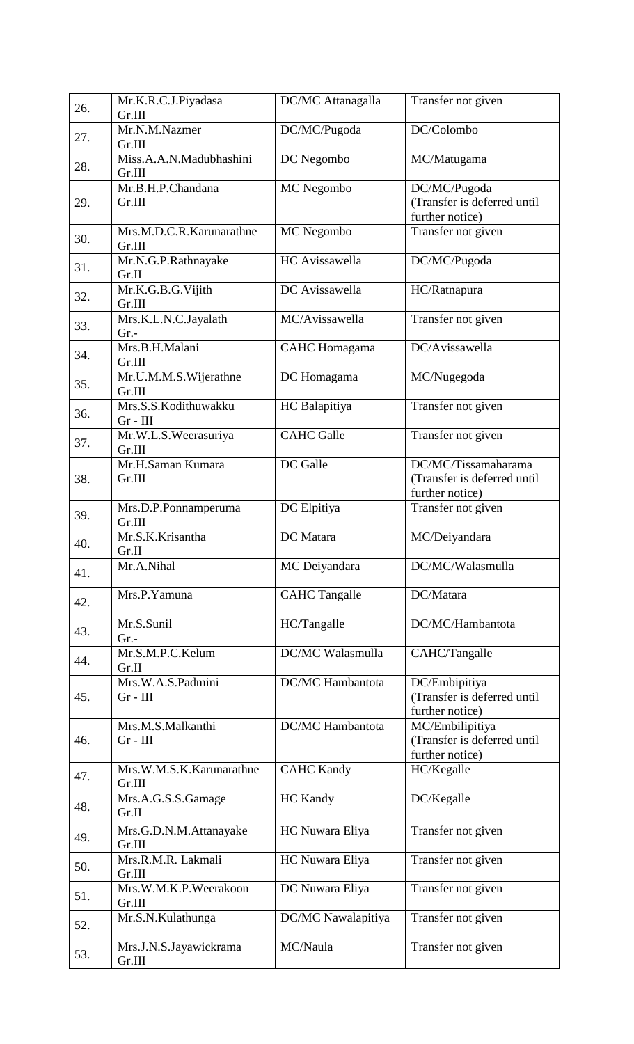| | | | |
|---|---|---|---|
| 26. | Mr.K.R.C.J.Piyadasa Gr.III | DC/MC Attanagalla | Transfer not given |
| 27. | Mr.N.M.Nazmer Gr.III | DC/MC/Pugoda | DC/Colombo |
| 28. | Miss.A.A.N.Madubhashini Gr.III | DC Negombo | MC/Matugama |
| 29. | Mr.B.H.P.Chandana Gr.III | MC Negombo | DC/MC/Pugoda (Transfer is deferred until further notice) |
| 30. | Mrs.M.D.C.R.Karunarathne Gr.III | MC Negombo | Transfer not given |
| 31. | Mr.N.G.P.Rathnayake Gr.II | HC Avissawella | DC/MC/Pugoda |
| 32. | Mr.K.G.B.G.Vijith Gr.III | DC Avissawella | HC/Ratnapura |
| 33. | Mrs.K.L.N.C.Jayalath Gr.- | MC/Avissawella | Transfer not given |
| 34. | Mrs.B.H.Malani Gr.III | CAHC Homagama | DC/Avissawella |
| 35. | Mr.U.M.M.S.Wijerathne Gr.III | DC Homagama | MC/Nugegoda |
| 36. | Mrs.S.S.Kodithuwakku Gr - III | HC Balapitiya | Transfer not given |
| 37. | Mr.W.L.S.Weerasuriya Gr.III | CAHC Galle | Transfer not given |
| 38. | Mr.H.Saman Kumara Gr.III | DC Galle | DC/MC/Tissamaharama (Transfer is deferred until further notice) |
| 39. | Mrs.D.P.Ponnamperuma Gr.III | DC Elpitiya | Transfer not given |
| 40. | Mr.S.K.Krisantha Gr.II | DC Matara | MC/Deiyandara |
| 41. | Mr.A.Nihal | MC Deiyandara | DC/MC/Walasmulla |
| 42. | Mrs.P.Yamuna | CAHC Tangalle | DC/Matara |
| 43. | Mr.S.Sunil Gr.- | HC/Tangalle | DC/MC/Hambantota |
| 44. | Mr.S.M.P.C.Kelum Gr.II | DC/MC Walasmulla | CAHC/Tangalle |
| 45. | Mrs.W.A.S.Padmini Gr - III | DC/MC Hambantota | DC/Embipitiya (Transfer is deferred until further notice) |
| 46. | Mrs.M.S.Malkanthi Gr - III | DC/MC Hambantota | MC/Embilipitiya (Transfer is deferred until further notice) |
| 47. | Mrs.W.M.S.K.Karunarathne Gr.III | CAHC Kandy | HC/Kegalle |
| 48. | Mrs.A.G.S.S.Gamage Gr.II | HC Kandy | DC/Kegalle |
| 49. | Mrs.G.D.N.M.Attanayake Gr.III | HC Nuwara Eliya | Transfer not given |
| 50. | Mrs.R.M.R. Lakmali Gr.III | HC Nuwara Eliya | Transfer not given |
| 51. | Mrs.W.M.K.P.Weerakoon Gr.III | DC Nuwara Eliya | Transfer not given |
| 52. | Mr.S.N.Kulathunga | DC/MC Nawalapitiya | Transfer not given |
| 53. | Mrs.J.N.S.Jayawickrama Gr.III | MC/Naula | Transfer not given |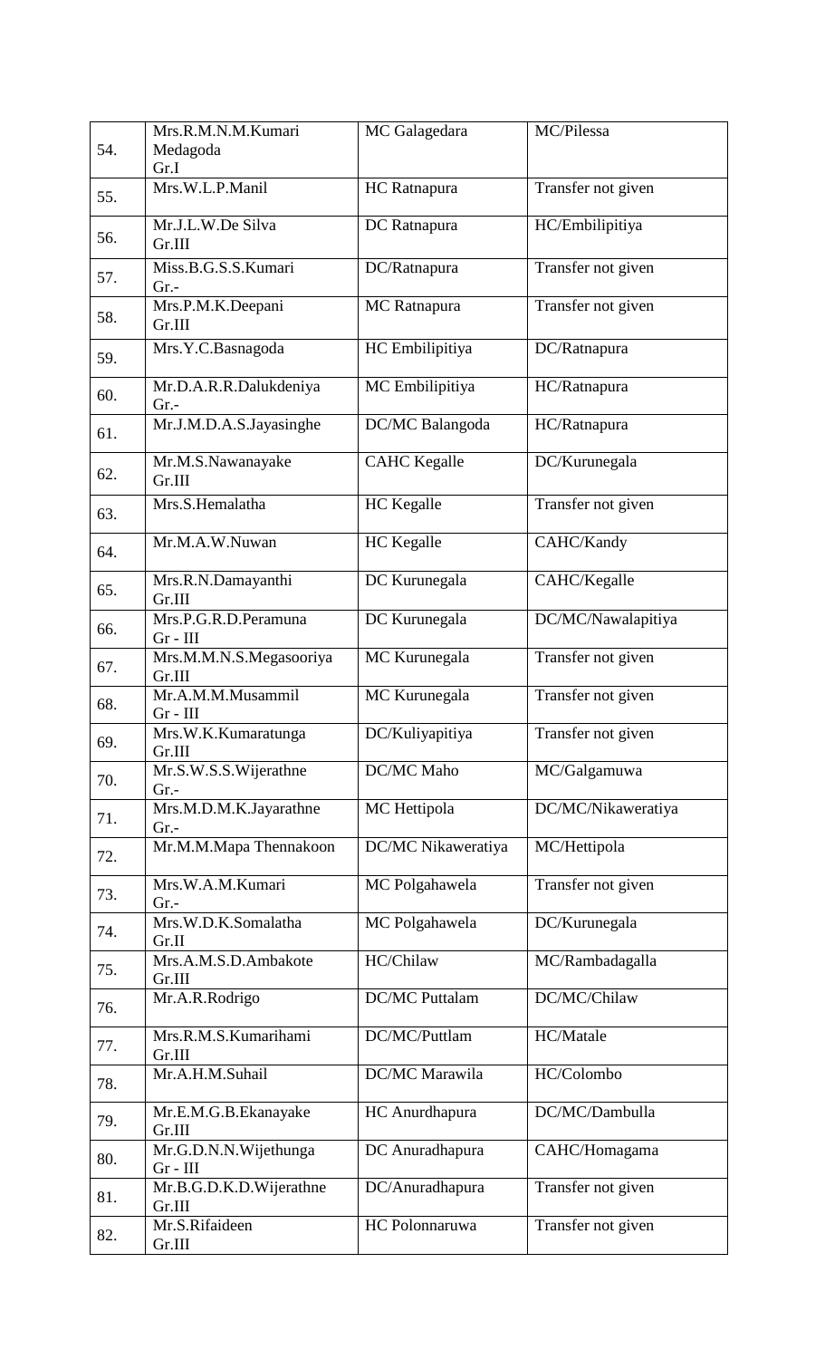| 54. | Mrs.R.M.N.M.Kumari Medagoda Gr.I | MC Galagedara | MC/Pilessa |
|---|---|---|---|
| 55. | Mrs.W.L.P.Manil | HC Ratnapura | Transfer not given |
| 56. | Mr.J.L.W.De Silva Gr.III | DC Ratnapura | HC/Embilipitiya |
| 57. | Miss.B.G.S.S.Kumari Gr.- | DC/Ratnapura | Transfer not given |
| 58. | Mrs.P.M.K.Deepani Gr.III | MC Ratnapura | Transfer not given |
| 59. | Mrs.Y.C.Basnagoda | HC Embilipitiya | DC/Ratnapura |
| 60. | Mr.D.A.R.R.Dalukdeniya Gr.- | MC Embilipitiya | HC/Ratnapura |
| 61. | Mr.J.M.D.A.S.Jayasinghe | DC/MC Balangoda | HC/Ratnapura |
| 62. | Mr.M.S.Nawanayake Gr.III | CAHC Kegalle | DC/Kurunegala |
| 63. | Mrs.S.Hemalatha | HC Kegalle | Transfer not given |
| 64. | Mr.M.A.W.Nuwan | HC Kegalle | CAHC/Kandy |
| 65. | Mrs.R.N.Damayanthi Gr.III | DC Kurunegala | CAHC/Kegalle |
| 66. | Mrs.P.G.R.D.Peramuna Gr - III | DC Kurunegala | DC/MC/Nawalapitiya |
| 67. | Mrs.M.M.N.S.Megasooriya Gr.III | MC Kurunegala | Transfer not given |
| 68. | Mr.A.M.M.Musammil Gr - III | MC Kurunegala | Transfer not given |
| 69. | Mrs.W.K.Kumaratunga Gr.III | DC/Kuliyapitiya | Transfer not given |
| 70. | Mr.S.W.S.S.Wijerathne Gr.- | DC/MC Maho | MC/Galgamuwa |
| 71. | Mrs.M.D.M.K.Jayarathne Gr.- | MC Hettipola | DC/MC/Nikaweratiya |
| 72. | Mr.M.M.Mapa Thennakoon | DC/MC Nikaweratiya | MC/Hettipola |
| 73. | Mrs.W.A.M.Kumari Gr.- | MC Polgahawela | Transfer not given |
| 74. | Mrs.W.D.K.Somalatha Gr.II | MC Polgahawela | DC/Kurunegala |
| 75. | Mrs.A.M.S.D.Ambakote Gr.III | HC/Chilaw | MC/Rambadagalla |
| 76. | Mr.A.R.Rodrigo | DC/MC Puttalam | DC/MC/Chilaw |
| 77. | Mrs.R.M.S.Kumarihami Gr.III | DC/MC/Puttlam | HC/Matale |
| 78. | Mr.A.H.M.Suhail | DC/MC Marawila | HC/Colombo |
| 79. | Mr.E.M.G.B.Ekanayake Gr.III | HC Anurdhapura | DC/MC/Dambulla |
| 80. | Mr.G.D.N.N.Wijethunga Gr - III | DC Anuradhapura | CAHC/Homagama |
| 81. | Mr.B.G.D.K.D.Wijerathne Gr.III | DC/Anuradhapura | Transfer not given |
| 82. | Mr.S.Rifaideen Gr.III | HC Polonnaruwa | Transfer not given |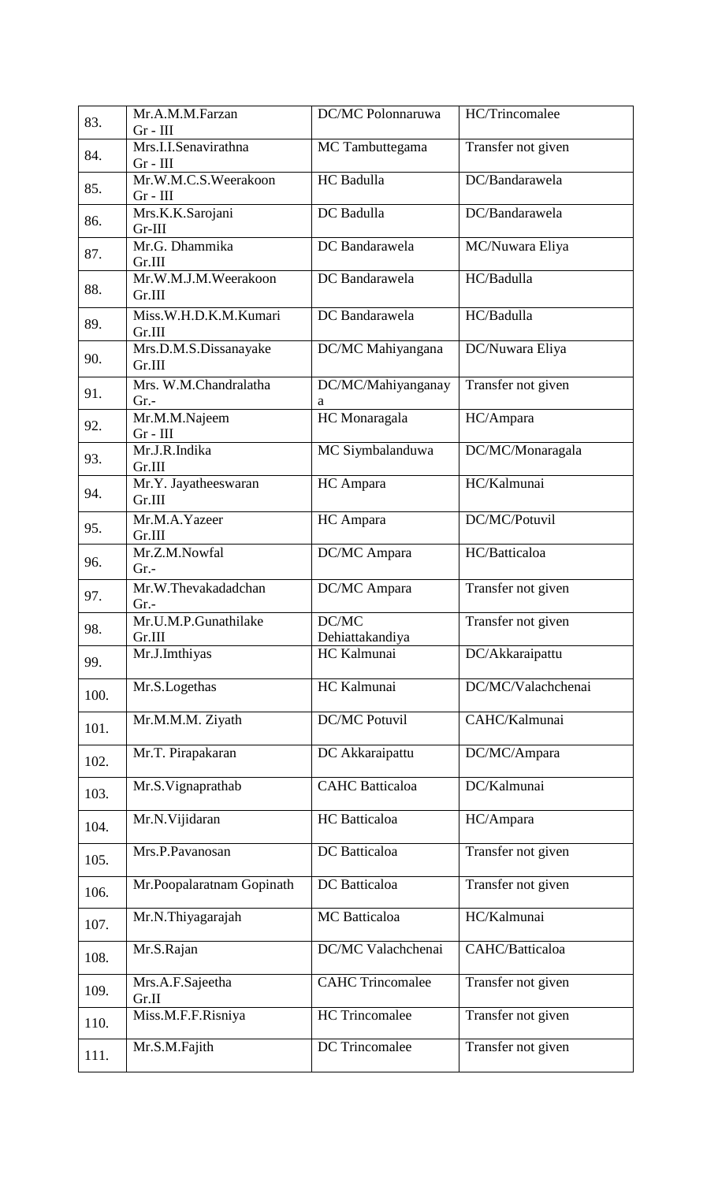| | | | |
|---|---|---|---|
| 83. | Mr.A.M.M.Farzan Gr - III | DC/MC Polonnaruwa | HC/Trincomalee |
| 84. | Mrs.I.I.Senavirathna Gr - III | MC Tambuttegama | Transfer not given |
| 85. | Mr.W.M.C.S.Weerakoon Gr - III | HC Badulla | DC/Bandarawela |
| 86. | Mrs.K.K.Sarojani Gr-III | DC Badulla | DC/Bandarawela |
| 87. | Mr.G. Dhammika Gr.III | DC Bandarawela | MC/Nuwara Eliya |
| 88. | Mr.W.M.J.M.Weerakoon Gr.III | DC Bandarawela | HC/Badulla |
| 89. | Miss.W.H.D.K.M.Kumari Gr.III | DC Bandarawela | HC/Badulla |
| 90. | Mrs.D.M.S.Dissanayake Gr.III | DC/MC Mahiyangana | DC/Nuwara Eliya |
| 91. | Mrs. W.M.Chandralatha Gr.- | DC/MC/Mahiyanganay a | Transfer not given |
| 92. | Mr.M.M.Najeem Gr - III | HC Monaragala | HC/Ampara |
| 93. | Mr.J.R.Indika Gr.III | MC Siymbalanduwa | DC/MC/Monaragala |
| 94. | Mr.Y. Jayatheeswaran Gr.III | HC Ampara | HC/Kalmunai |
| 95. | Mr.M.A.Yazeer Gr.III | HC Ampara | DC/MC/Potuvil |
| 96. | Mr.Z.M.Nowfal Gr.- | DC/MC Ampara | HC/Batticaloa |
| 97. | Mr.W.Thevakadadchan Gr.- | DC/MC Ampara | Transfer not given |
| 98. | Mr.U.M.P.Gunathilake Gr.III | DC/MC Dehiattakandiya | Transfer not given |
| 99. | Mr.J.Imthiyas | HC Kalmunai | DC/Akkaraipattu |
| 100. | Mr.S.Logethas | HC Kalmunai | DC/MC/Valachchenai |
| 101. | Mr.M.M.M. Ziyath | DC/MC Potuvil | CAHC/Kalmunai |
| 102. | Mr.T. Pirapakaran | DC Akkaraipattu | DC/MC/Ampara |
| 103. | Mr.S.Vignaprathab | CAHC Batticaloa | DC/Kalmunai |
| 104. | Mr.N.Vijidaran | HC Batticaloa | HC/Ampara |
| 105. | Mrs.P.Pavanosan | DC Batticaloa | Transfer not given |
| 106. | Mr.Poopalaratnam Gopinath | DC Batticaloa | Transfer not given |
| 107. | Mr.N.Thiyagarajah | MC Batticaloa | HC/Kalmunai |
| 108. | Mr.S.Rajan | DC/MC Valachchenai | CAHC/Batticaloa |
| 109. | Mrs.A.F.Sajeetha Gr.II | CAHC Trincomalee | Transfer not given |
| 110. | Miss.M.F.F.Risniya | HC Trincomalee | Transfer not given |
| 111. | Mr.S.M.Fajith | DC Trincomalee | Transfer not given |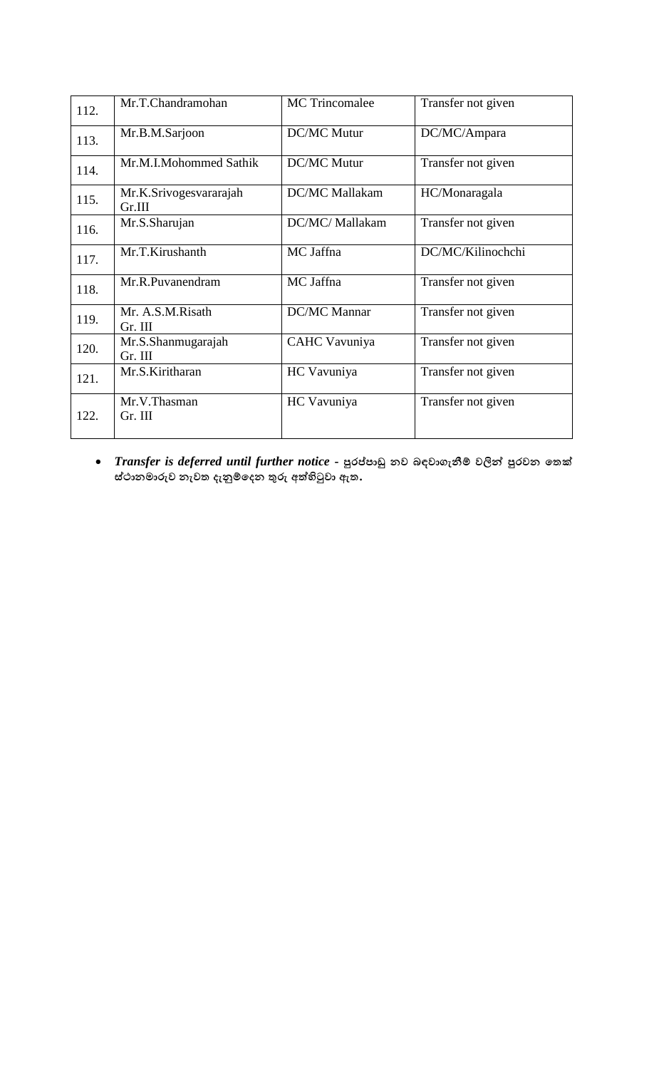| | | | |
|---|---|---|---|
| 112. | Mr.T.Chandramohan | MC Trincomalee | Transfer not given |
| 113. | Mr.B.M.Sarjoon | DC/MC Mutur | DC/MC/Ampara |
| 114. | Mr.M.I.Mohommed Sathik | DC/MC Mutur | Transfer not given |
| 115. | Mr.K.Srivogesvararajah Gr.III | DC/MC Mallakam | HC/Monaragala |
| 116. | Mr.S.Sharujan | DC/MC/ Mallakam | Transfer not given |
| 117. | Mr.T.Kirushanth | MC Jaffna | DC/MC/Kilinochchi |
| 118. | Mr.R.Puvanendram | MC Jaffna | Transfer not given |
| 119. | Mr. A.S.M.Risath Gr. III | DC/MC Mannar | Transfer not given |
| 120. | Mr.S.Shanmugarajah Gr. III | CAHC Vavuniya | Transfer not given |
| 121. | Mr.S.Kiritharan | HC Vavuniya | Transfer not given |
| 122. | Mr.V.Thasman Gr. III | HC Vavuniya | Transfer not given |

- ***Transfer is deferred until further notice*** **- පුරප්පාඩු නව බඳවාගැනීම් වලින් පුරවන තෙක් ස්ථානමාරුව නැවත දැනුම්දෙන තුරු අත්හිටුවා ඇත.**